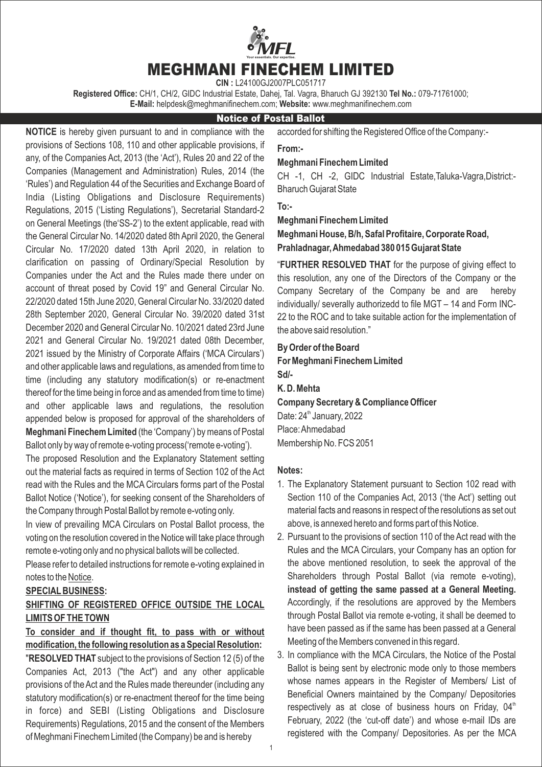# MEGHMANI FINECHEM LIMITED

**CIN :** L24100GJ2007PLC051717

**Registered Office:** CH/1, CH/2, GIDC Industrial Estate, Dahej, Tal. Vagra, Bharuch GJ 392130 **Tel No.:** 079-71761000; **E-Mail:** helpdesk@meghmanifinechem.com; **Website:** www.meghmanifinechem.com

## Notice of Postal Ballot

**NOTICE** is hereby given pursuant to and in compliance with the provisions of Sections 108, 110 and other applicable provisions, if any, of the Companies Act, 2013 (the 'Act'), Rules 20 and 22 of the Companies (Management and Administration) Rules, 2014 (the 'Rules') and Regulation 44 of the Securities and Exchange Board of India (Listing Obligations and Disclosure Requirements) Regulations, 2015 ('Listing Regulations'), Secretarial Standard-2 on General Meetings (the'SS-2') to the extent applicable, read with the General Circular No. 14/2020 dated 8th April 2020, the General Circular No. 17/2020 dated 13th April 2020, in relation to clarification on passing of Ordinary/Special Resolution by Companies under the Act and the Rules made there under on account of threat posed by Covid 19" and General Circular No. 22/2020 dated 15th June 2020, General Circular No. 33/2020 dated 28th September 2020, General Circular No. 39/2020 dated 31st December 2020 and General Circular No. 10/2021 dated 23rd June 2021 and General Circular No. 19/2021 dated 08th December, 2021 issued by the Ministry of Corporate Affairs ('MCA Circulars') and other applicable laws and regulations, as amended from time to time (including any statutory modification(s) or re-enactment thereof for the time being in force and as amended from time to time) and other applicable laws and regulations, the resolution appended below is proposed for approval of the shareholders of **Meghmani Finechem Limited** (the 'Company') by means of Postal Ballot only by way of remote e-voting process('remote e-voting').

The proposed Resolution and the Explanatory Statement setting out the material facts as required in terms of Section 102 of the Act read with the Rules and the MCA Circulars forms part of the Postal Ballot Notice ('Notice'), for seeking consent of the Shareholders of the Company through Postal Ballot by remote e-voting only.

In view of prevailing MCA Circulars on Postal Ballot process, the voting on the resolution covered in the Notice will take place through remote e-voting only and no physical ballots will be collected.

Please refer to detailed instructions for remote e-voting explained in notes to the Notice.

**SPECIAL BUSINESS:**

**SHIFTING OF REGISTERED OFFICE OUTSIDE THE LOCAL LIMITS OF THE TOWN**

**To consider and if thought fit, to pass with or without modification, the following resolution as a Special Resolution:**

"**RESOLVED THAT** subject to the provisions of Section 12 (5) of the Companies Act, 2013 ("the Act") and any other applicable provisions of the Act and the Rules made thereunder (including any statutory modification(s) or re-enactment thereof for the time being in force) and SEBI (Listing Obligations and Disclosure Requirements) Regulations, 2015 and the consent of the Members of Meghmani Finechem Limited (the Company) be and is hereby accorded for shifting the Registered Office of the Company:-

**From:-**

**Meghmani Finechem Limited**

CH -1, CH -2, GIDC Industrial Estate,Taluka-Vagra,District:-Bharuch Gujarat State

**To:-**

**Meghmani Finechem Limited**

**Meghmani House, B/h, Safal Profitaire, Corporate Road, Prahladnagar, Ahmedabad 380 015 Gujarat State**

"**FURTHER RESOLVED THAT** for the purpose of giving effect to this resolution, any one of the Directors of the Company or the Company Secretary of the Company be and are hereby individually/ severally authorizedd to file MGT – 14 and Form INC-22 to the ROC and to take suitable action for the implementation of the above said resolution."

**By Order of the Board**
**For Meghmani Finechem Limited**
**Sd/-**
**K. D. Mehta**
**Company Secretary & Compliance Officer**
Date: 24th January, 2022
Place: Ahmedabad
Membership No. FCS 2051

**Notes:**

1. The Explanatory Statement pursuant to Section 102 read with Section 110 of the Companies Act, 2013 ('the Act') setting out material facts and reasons in respect of the resolutions as set out above, is annexed hereto and forms part of this Notice.
2. Pursuant to the provisions of section 110 of the Act read with the Rules and the MCA Circulars, your Company has an option for the above mentioned resolution, to seek the approval of the Shareholders through Postal Ballot (via remote e-voting), **instead of getting the same passed at a General Meeting.** Accordingly, if the resolutions are approved by the Members through Postal Ballot via remote e-voting, it shall be deemed to have been passed as if the same has been passed at a General Meeting of the Members convened in this regard.
3. In compliance with the MCA Circulars, the Notice of the Postal Ballot is being sent by electronic mode only to those members whose names appears in the Register of Members/ List of Beneficial Owners maintained by the Company/ Depositories respectively as at close of business hours on Friday, 04th February, 2022 (the 'cut-off date') and whose e-mail IDs are registered with the Company/ Depositories. As per the MCA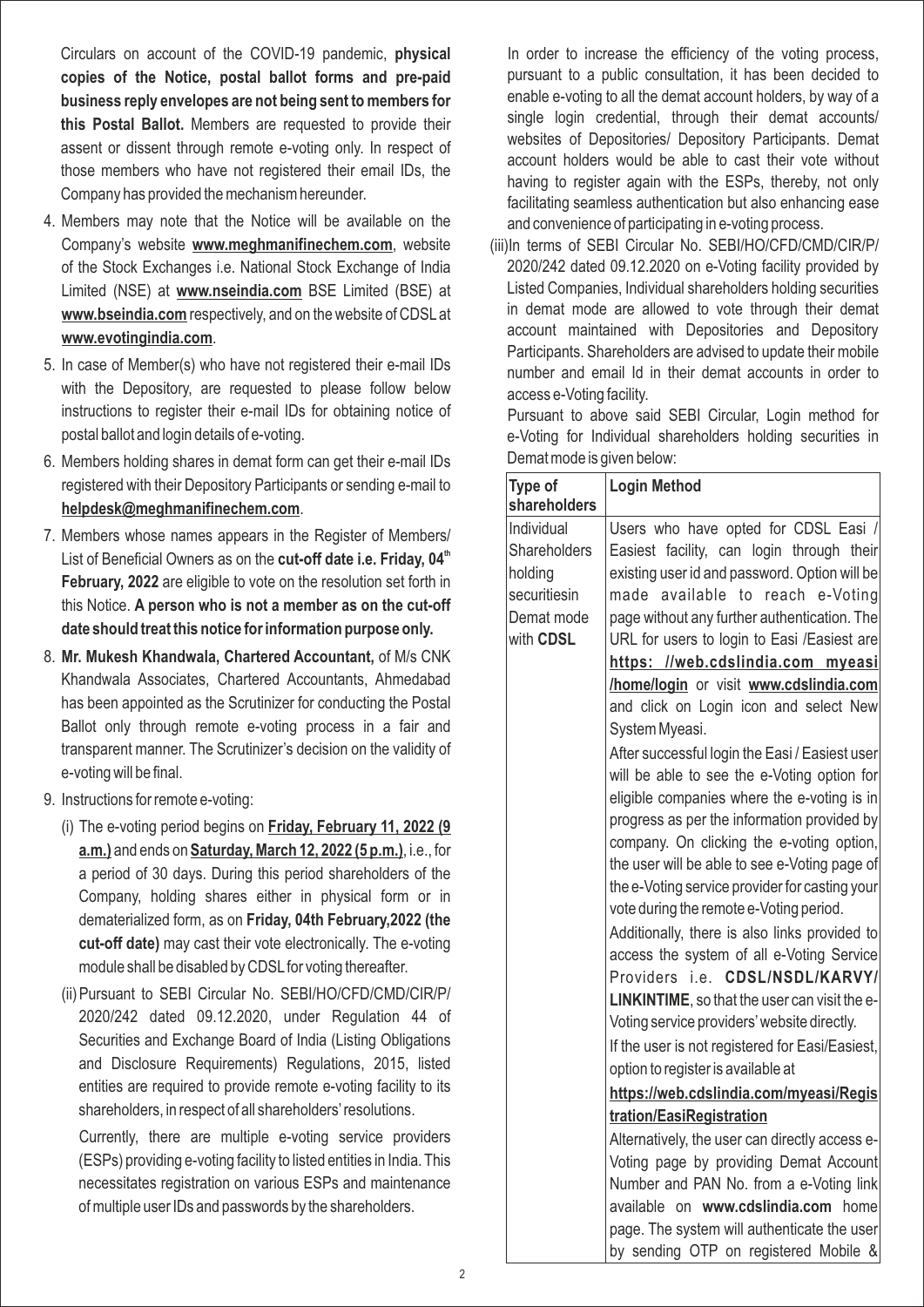Circulars on account of the COVID-19 pandemic, **physical copies of the Notice, postal ballot forms and pre-paid business reply envelopes are not being sent to members for this Postal Ballot.** Members are requested to provide their assent or dissent through remote e-voting only. In respect of those members who have not registered their email IDs, the Company has provided the mechanism hereunder.

4. Members may note that the Notice will be available on the Company's website **www.meghmanifinechem.com**, website of the Stock Exchanges i.e. National Stock Exchange of India Limited (NSE) at **www.nseindia.com** BSE Limited (BSE) at **www.bseindia.com** respectively, and on the website of CDSL at **www.evotingindia.com**.
5. In case of Member(s) who have not registered their e-mail IDs with the Depository, are requested to please follow below instructions to register their e-mail IDs for obtaining notice of postal ballot and login details of e-voting.
6. Members holding shares in demat form can get their e-mail IDs registered with their Depository Participants or sending e-mail to **helpdesk@meghmanifinechem.com**.
7. Members whose names appears in the Register of Members/ List of Beneficial Owners as on the **cut-off date i.e. Friday, 04th February, 2022** are eligible to vote on the resolution set forth in this Notice. **A person who is not a member as on the cut-off date should treat this notice for information purpose only.**
8. **Mr. Mukesh Khandwala, Chartered Accountant,** of M/s CNK Khandwala Associates, Chartered Accountants, Ahmedabad has been appointed as the Scrutinizer for conducting the Postal Ballot only through remote e-voting process in a fair and transparent manner. The Scrutinizer's decision on the validity of e-voting will be final.
9. Instructions for remote e-voting:
   (i) The e-voting period begins on **Friday, February 11, 2022 (9 a.m.)** and ends on **Saturday, March 12, 2022 (5 p.m.)**, i.e., for a period of 30 days. During this period shareholders of the Company, holding shares either in physical form or in dematerialized form, as on **Friday, 04th February,2022 (the cut-off date)** may cast their vote electronically. The e-voting module shall be disabled by CDSL for voting thereafter.

   (ii) Pursuant to SEBI Circular No. SEBI/HO/CFD/CMD/CIR/P/2020/242 dated 09.12.2020, under Regulation 44 of Securities and Exchange Board of India (Listing Obligations and Disclosure Requirements) Regulations, 2015, listed entities are required to provide remote e-voting facility to its shareholders, in respect of all shareholders' resolutions.

   Currently, there are multiple e-voting service providers (ESPs) providing e-voting facility to listed entities in India. This necessitates registration on various ESPs and maintenance of multiple user IDs and passwords by the shareholders.

   In order to increase the efficiency of the voting process, pursuant to a public consultation, it has been decided to enable e-voting to all the demat account holders, by way of a single login credential, through their demat accounts/ websites of Depositories/ Depository Participants. Demat account holders would be able to cast their vote without having to register again with the ESPs, thereby, not only facilitating seamless authentication but also enhancing ease and convenience of participating in e-voting process.

   (iii) In terms of SEBI Circular No. SEBI/HO/CFD/CMD/CIR/P/2020/242 dated 09.12.2020 on e-Voting facility provided by Listed Companies, Individual shareholders holding securities in demat mode are allowed to vote through their demat account maintained with Depositories and Depository Participants. Shareholders are advised to update their mobile number and email Id in their demat accounts in order to access e-Voting facility.

   Pursuant to above said SEBI Circular, Login method for e-Voting for Individual shareholders holding securities in Demat mode is given below:

| Type of shareholders | Login Method |
|---|---|
| Individual Shareholders holding securitiesin Demat mode with **CDSL** | Users who have opted for CDSL Easi / Easiest facility, can login through their existing user id and password. Option will be made available to reach e-Voting page without any further authentication. The URL for users to login to Easi /Easiest are **https: //web.cdslindia.com myeasi /home/login** or visit **www.cdslindia.com** and click on Login icon and select New System Myeasi.<br>After successful login the Easi / Easiest user will be able to see the e-Voting option for eligible companies where the e-voting is in progress as per the information provided by company. On clicking the e-voting option, the user will be able to see e-Voting page of the e-Voting service provider for casting your vote during the remote e-Voting period.<br>Additionally, there is also links provided to access the system of all e-Voting Service Providers i.e. **CDSL/NSDL/KARVY/ LINKINTIME**, so that the user can visit the e-Voting service providers' website directly.<br>If the user is not registered for Easi/Easiest, option to register is available at **https://web.cdslindia.com/myeasi/Registration/EasiRegistration**<br>Alternatively, the user can directly access e-Voting page by providing Demat Account Number and PAN No. from a e-Voting link available on **www.cdslindia.com** home page. The system will authenticate the user by sending OTP on registered Mobile & |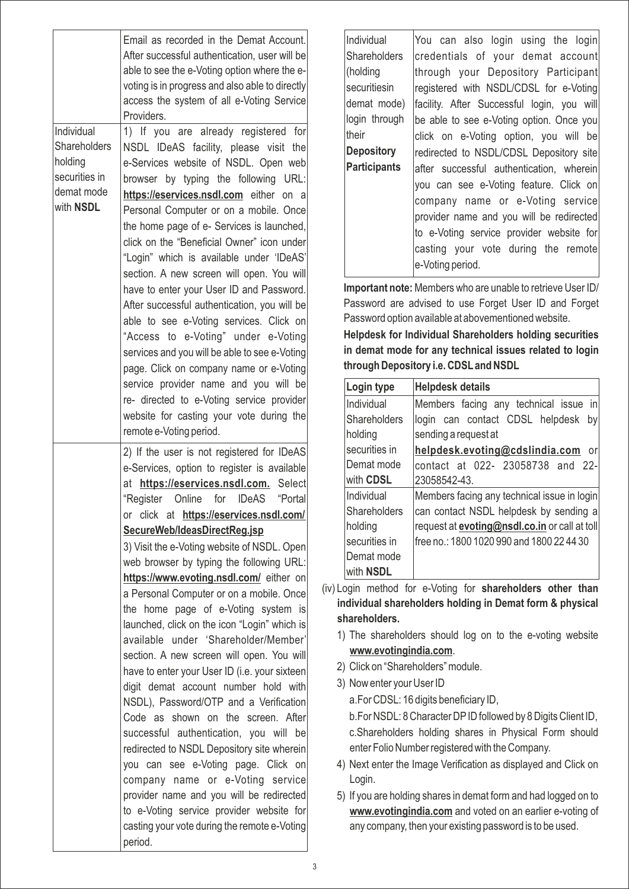| | |
|---|---|
| | Email as recorded in the Demat Account. After successful authentication, user will be able to see the e-Voting option where the e-voting is in progress and also able to directly access the system of all e-Voting Service Providers. |
| Individual Shareholders holding securities in demat mode with **NSDL** | 1) If you are already registered for NSDL IDeAS facility, please visit the e-Services website of NSDL. Open web browser by typing the following URL: **https://eservices.nsdl.com** either on a Personal Computer or on a mobile. Once the home page of e- Services is launched, click on the "Beneficial Owner" icon under "Login" which is available under 'IDeAS' section. A new screen will open. You will have to enter your User ID and Password. After successful authentication, you will be able to see e-Voting services. Click on "Access to e-Voting" under e-Voting services and you will be able to see e-Voting page. Click on company name or e-Voting service provider name and you will be re- directed to e-Voting service provider website for casting your vote during the remote e-Voting period. |
| | 2) If the user is not registered for IDeAS e-Services, option to register is available at **https://eservices.nsdl.com.** Select "Register Online for IDeAS "Portal or click at **https://eservices.nsdl.com/SecureWeb/IdeasDirectReg.jsp**<br>3) Visit the e-Voting website of NSDL. Open web browser by typing the following URL: **https://www.evoting.nsdl.com/** either on a Personal Computer or on a mobile. Once the home page of e-Voting system is launched, click on the icon "Login" which is available under 'Shareholder/Member' section. A new screen will open. You will have to enter your User ID (i.e. your sixteen digit demat account number hold with NSDL), Password/OTP and a Verification Code as shown on the screen. After successful authentication, you will be redirected to NSDL Depository site wherein you can see e-Voting page. Click on company name or e-Voting service provider name and you will be redirected to e-Voting service provider website for casting your vote during the remote e-Voting period. |
| Individual Shareholders (holding securitiesin demat mode) login through their **Depository Participants** | You can also login using the login credentials of your demat account through your Depository Participant registered with NSDL/CDSL for e-Voting facility. After Successful login, you will be able to see e-Voting option. Once you click on e-Voting option, you will be redirected to NSDL/CDSL Depository site after successful authentication, wherein you can see e-Voting feature. Click on company name or e-Voting service provider name and you will be redirected to e-Voting service provider website for casting your vote during the remote e-Voting period. |

**Important note:** Members who are unable to retrieve User ID/ Password are advised to use Forget User ID and Forget Password option available at abovementioned website.

**Helpdesk for Individual Shareholders holding securities in demat mode for any technical issues related to login through Depository i.e. CDSL and NSDL**

| Login type | Helpdesk details |
|---|---|
| Individual Shareholders holding securities in Demat mode with **CDSL** | Members facing any technical issue in login can contact CDSL helpdesk by sending a request at **helpdesk.evoting@cdslindia.com** or contact at 022- 23058738 and 22-23058542-43. |
| Individual Shareholders holding securities in Demat mode with **NSDL** | Members facing any technical issue in login can contact NSDL helpdesk by sending a request at **evoting@nsdl.co.in** or call at toll free no.: 1800 1020 990 and 1800 22 44 30 |

(iv) Login method for e-Voting for **shareholders other than individual shareholders holding in Demat form & physical shareholders.**

1) The shareholders should log on to the e-voting website **www.evotingindia.com**.
2) Click on "Shareholders" module.
3) Now enter your User ID
   a.For CDSL: 16 digits beneficiary ID,
   b.For NSDL: 8 Character DP ID followed by 8 Digits Client ID,
   c.Shareholders holding shares in Physical Form should enter Folio Number registered with the Company.
4) Next enter the Image Verification as displayed and Click on Login.
5) If you are holding shares in demat form and had logged on to **www.evotingindia.com** and voted on an earlier e-voting of any company, then your existing password is to be used.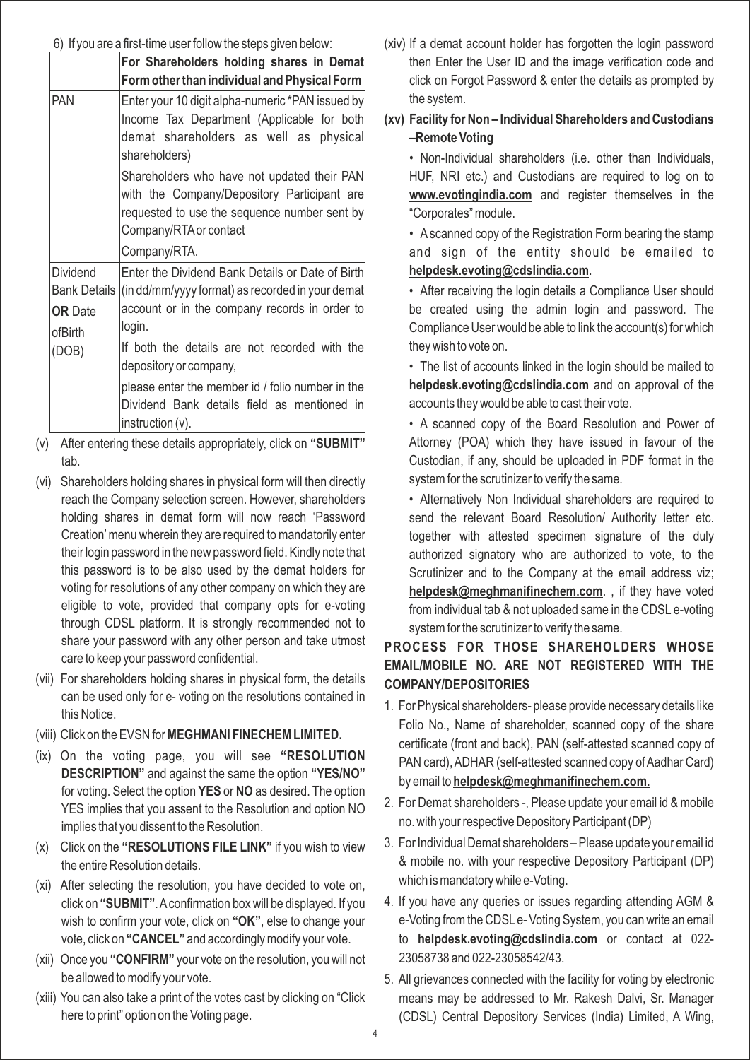6) If you are a first-time user follow the steps given below:

| | For Shareholders holding shares in Demat Form other than individual and Physical Form |
|---|---|
| PAN | Enter your 10 digit alpha-numeric *PAN issued by Income Tax Department (Applicable for both demat shareholders as well as physical shareholders)<br>Shareholders who have not updated their PAN with the Company/Depository Participant are requested to use the sequence number sent by Company/RTA or contact<br>Company/RTA. |
| Dividend Bank Details **OR** Date ofBirth (DOB) | Enter the Dividend Bank Details or Date of Birth (in dd/mm/yyyy format) as recorded in your demat account or in the company records in order to login.<br>If both the details are not recorded with the depository or company,<br>please enter the member id / folio number in the Dividend Bank details field as mentioned in instruction (v). |

(v) After entering these details appropriately, click on **"SUBMIT"** tab.

(vi) Shareholders holding shares in physical form will then directly reach the Company selection screen. However, shareholders holding shares in demat form will now reach 'Password Creation' menu wherein they are required to mandatorily enter their login password in the new password field. Kindly note that this password is to be also used by the demat holders for voting for resolutions of any other company on which they are eligible to vote, provided that company opts for e-voting through CDSL platform. It is strongly recommended not to share your password with any other person and take utmost care to keep your password confidential.

(vii) For shareholders holding shares in physical form, the details can be used only for e- voting on the resolutions contained in this Notice.

(viii) Click on the EVSN for **MEGHMANI FINECHEM LIMITED.**

(ix) On the voting page, you will see **"RESOLUTION DESCRIPTION"** and against the same the option **"YES/NO"** for voting. Select the option **YES** or **NO** as desired. The option YES implies that you assent to the Resolution and option NO implies that you dissent to the Resolution.

(x) Click on the **"RESOLUTIONS FILE LINK"** if you wish to view the entire Resolution details.

(xi) After selecting the resolution, you have decided to vote on, click on **"SUBMIT"**. A confirmation box will be displayed. If you wish to confirm your vote, click on **"OK"**, else to change your vote, click on **"CANCEL"** and accordingly modify your vote.

(xii) Once you **"CONFIRM"** your vote on the resolution, you will not be allowed to modify your vote.

(xiii) You can also take a print of the votes cast by clicking on "Click here to print" option on the Voting page.

(xiv) If a demat account holder has forgotten the login password then Enter the User ID and the image verification code and click on Forgot Password & enter the details as prompted by the system.

**(xv) Facility for Non – Individual Shareholders and Custodians –Remote Voting**

- Non-Individual shareholders (i.e. other than Individuals, HUF, NRI etc.) and Custodians are required to log on to **www.evotingindia.com** and register themselves in the "Corporates" module.
- A scanned copy of the Registration Form bearing the stamp and sign of the entity should be emailed to **helpdesk.evoting@cdslindia.com**.
- After receiving the login details a Compliance User should be created using the admin login and password. The Compliance User would be able to link the account(s) for which they wish to vote on.
- The list of accounts linked in the login should be mailed to **helpdesk.evoting@cdslindia.com** and on approval of the accounts they would be able to cast their vote.
- A scanned copy of the Board Resolution and Power of Attorney (POA) which they have issued in favour of the Custodian, if any, should be uploaded in PDF format in the system for the scrutinizer to verify the same.
- Alternatively Non Individual shareholders are required to send the relevant Board Resolution/ Authority letter etc. together with attested specimen signature of the duly authorized signatory who are authorized to vote, to the Scrutinizer and to the Company at the email address viz; **helpdesk@meghmanifinechem.com**. , if they have voted from individual tab & not uploaded same in the CDSL e-voting system for the scrutinizer to verify the same.

**PROCESS FOR THOSE SHAREHOLDERS WHOSE EMAIL/MOBILE NO. ARE NOT REGISTERED WITH THE COMPANY/DEPOSITORIES**

1. For Physical shareholders- please provide necessary details like Folio No., Name of shareholder, scanned copy of the share certificate (front and back), PAN (self-attested scanned copy of PAN card), ADHAR (self-attested scanned copy of Aadhar Card) by email to **helpdesk@meghmanifinechem.com.**
2. For Demat shareholders -, Please update your email id & mobile no. with your respective Depository Participant (DP)
3. For Individual Demat shareholders – Please update your email id & mobile no. with your respective Depository Participant (DP) which is mandatory while e-Voting.
4. If you have any queries or issues regarding attending AGM & e-Voting from the CDSL e- Voting System, you can write an email to **helpdesk.evoting@cdslindia.com** or contact at 022-23058738 and 022-23058542/43.
5. All grievances connected with the facility for voting by electronic means may be addressed to Mr. Rakesh Dalvi, Sr. Manager (CDSL) Central Depository Services (India) Limited, A Wing,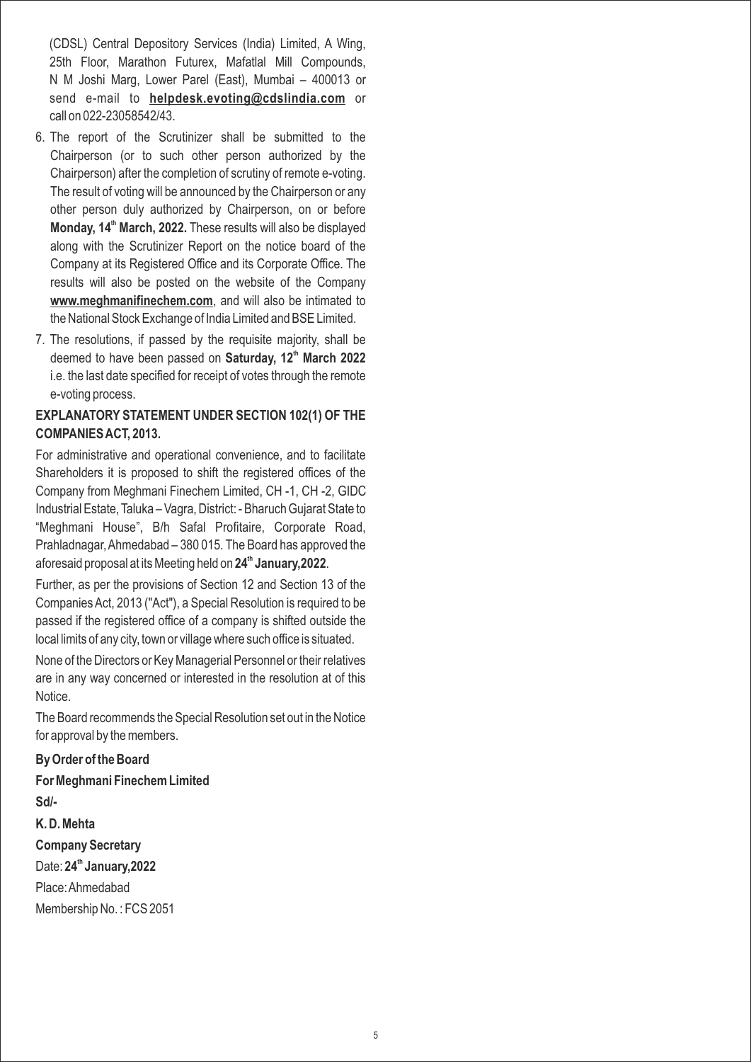(CDSL) Central Depository Services (India) Limited, A Wing, 25th Floor, Marathon Futurex, Mafatlal Mill Compounds, N M Joshi Marg, Lower Parel (East), Mumbai – 400013 or send e-mail to **helpdesk.evoting@cdslindia.com** or call on 022-23058542/43.

6. The report of the Scrutinizer shall be submitted to the Chairperson (or to such other person authorized by the Chairperson) after the completion of scrutiny of remote e-voting. The result of voting will be announced by the Chairperson or any other person duly authorized by Chairperson, on or before **Monday, 14th March, 2022.** These results will also be displayed along with the Scrutinizer Report on the notice board of the Company at its Registered Office and its Corporate Office. The results will also be posted on the website of the Company **www.meghmanifinechem.com**, and will also be intimated to the National Stock Exchange of India Limited and BSE Limited.
7. The resolutions, if passed by the requisite majority, shall be deemed to have been passed on **Saturday, 12th March 2022** i.e. the last date specified for receipt of votes through the remote e-voting process.

**EXPLANATORY STATEMENT UNDER SECTION 102(1) OF THE COMPANIES ACT, 2013.**

For administrative and operational convenience, and to facilitate Shareholders it is proposed to shift the registered offices of the Company from Meghmani Finechem Limited, CH -1, CH -2, GIDC Industrial Estate, Taluka – Vagra, District: - Bharuch Gujarat State to "Meghmani House", B/h Safal Profitaire, Corporate Road, Prahladnagar, Ahmedabad – 380 015. The Board has approved the aforesaid proposal at its Meeting held on **24th January,2022**.

Further, as per the provisions of Section 12 and Section 13 of the Companies Act, 2013 ("Act"), a Special Resolution is required to be passed if the registered office of a company is shifted outside the local limits of any city, town or village where such office is situated.

None of the Directors or Key Managerial Personnel or their relatives are in any way concerned or interested in the resolution at of this Notice.

The Board recommends the Special Resolution set out in the Notice for approval by the members.

**By Order of the Board**

**For Meghmani Finechem Limited**

**Sd/-**

**K. D. Mehta**

**Company Secretary**

Date: **24th January,2022**

Place: Ahmedabad

Membership No. : FCS 2051